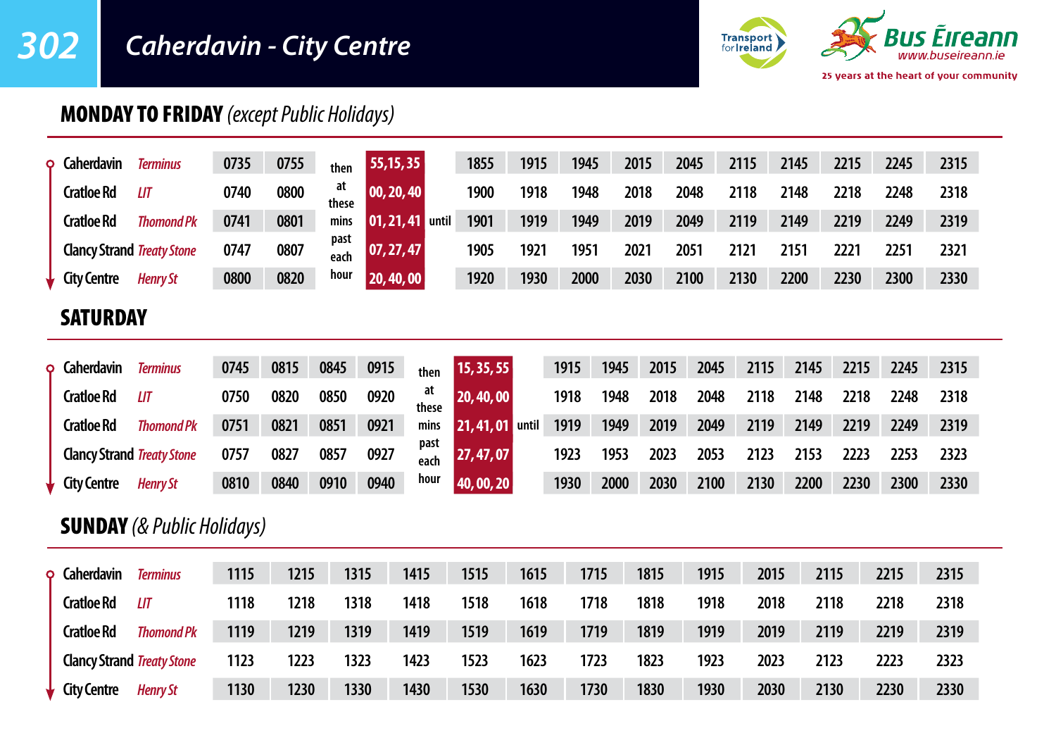# 302 Caherdavin - City Centre

Transport for Ireland

Bus Éireann www.buseireann.ie

25 years at the heart of your community

## MONDAY TO FRIDAY *(except Public Holidays)*

| Stop | | | | | | | | | | | | | | | | |
|---|---|---|---|---|---|---|---|---|---|---|---|---|---|---|---|---|
| Caherdavin | *Terminus* | 0735 | 0755 | then at these mins past each hour | 55, 15, 35 | until | 1855 | 1915 | 1945 | 2015 | 2045 | 2115 | 2145 | 2215 | 2245 | 2315 |
| Cratloe Rd | *LIT* | 0740 | 0800 | | 00, 20, 40 | | 1900 | 1918 | 1948 | 2018 | 2048 | 2118 | 2148 | 2218 | 2248 | 2318 |
| Cratloe Rd | *Thomond Pk* | 0741 | 0801 | | 01, 21, 41 | | 1901 | 1919 | 1949 | 2019 | 2049 | 2119 | 2149 | 2219 | 2249 | 2319 |
| Clancy Strand | *Treaty Stone* | 0747 | 0807 | | 07, 27, 47 | | 1905 | 1921 | 1951 | 2021 | 2051 | 2121 | 2151 | 2221 | 2251 | 2321 |
| City Centre | *Henry St* | 0800 | 0820 | | 20, 40, 00 | | 1920 | 1930 | 2000 | 2030 | 2100 | 2130 | 2200 | 2230 | 2300 | 2330 |

## SATURDAY

| Stop | | | | | | | | | | | | | | | | | | |
|---|---|---|---|---|---|---|---|---|---|---|---|---|---|---|---|---|---|---|
| Caherdavin | *Terminus* | 0745 | 0815 | 0845 | 0915 | then at these mins past each hour | 15, 35, 55 | until | 1915 | 1945 | 2015 | 2045 | 2115 | 2145 | 2215 | 2245 | 2315 |
| Cratloe Rd | *LIT* | 0750 | 0820 | 0850 | 0920 | | 20, 40, 00 | | 1918 | 1948 | 2018 | 2048 | 2118 | 2148 | 2218 | 2248 | 2318 |
| Cratloe Rd | *Thomond Pk* | 0751 | 0821 | 0851 | 0921 | | 21, 41, 01 | | 1919 | 1949 | 2019 | 2049 | 2119 | 2149 | 2219 | 2249 | 2319 |
| Clancy Strand | *Treaty Stone* | 0757 | 0827 | 0857 | 0927 | | 27, 47, 07 | | 1923 | 1953 | 2023 | 2053 | 2123 | 2153 | 2223 | 2253 | 2323 |
| City Centre | *Henry St* | 0810 | 0840 | 0910 | 0940 | | 40, 00, 20 | | 1930 | 2000 | 2030 | 2100 | 2130 | 2200 | 2230 | 2300 | 2330 |

## SUNDAY *(& Public Holidays)*

| Stop | | | | | | | | | | | | | | |
|---|---|---|---|---|---|---|---|---|---|---|---|---|---|---|
| Caherdavin | *Terminus* | 1115 | 1215 | 1315 | 1415 | 1515 | 1615 | 1715 | 1815 | 1915 | 2015 | 2115 | 2215 | 2315 |
| Cratloe Rd | *LIT* | 1118 | 1218 | 1318 | 1418 | 1518 | 1618 | 1718 | 1818 | 1918 | 2018 | 2118 | 2218 | 2318 |
| Cratloe Rd | *Thomond Pk* | 1119 | 1219 | 1319 | 1419 | 1519 | 1619 | 1719 | 1819 | 1919 | 2019 | 2119 | 2219 | 2319 |
| Clancy Strand | *Treaty Stone* | 1123 | 1223 | 1323 | 1423 | 1523 | 1623 | 1723 | 1823 | 1923 | 2023 | 2123 | 2223 | 2323 |
| City Centre | *Henry St* | 1130 | 1230 | 1330 | 1430 | 1530 | 1630 | 1730 | 1830 | 1930 | 2030 | 2130 | 2230 | 2330 |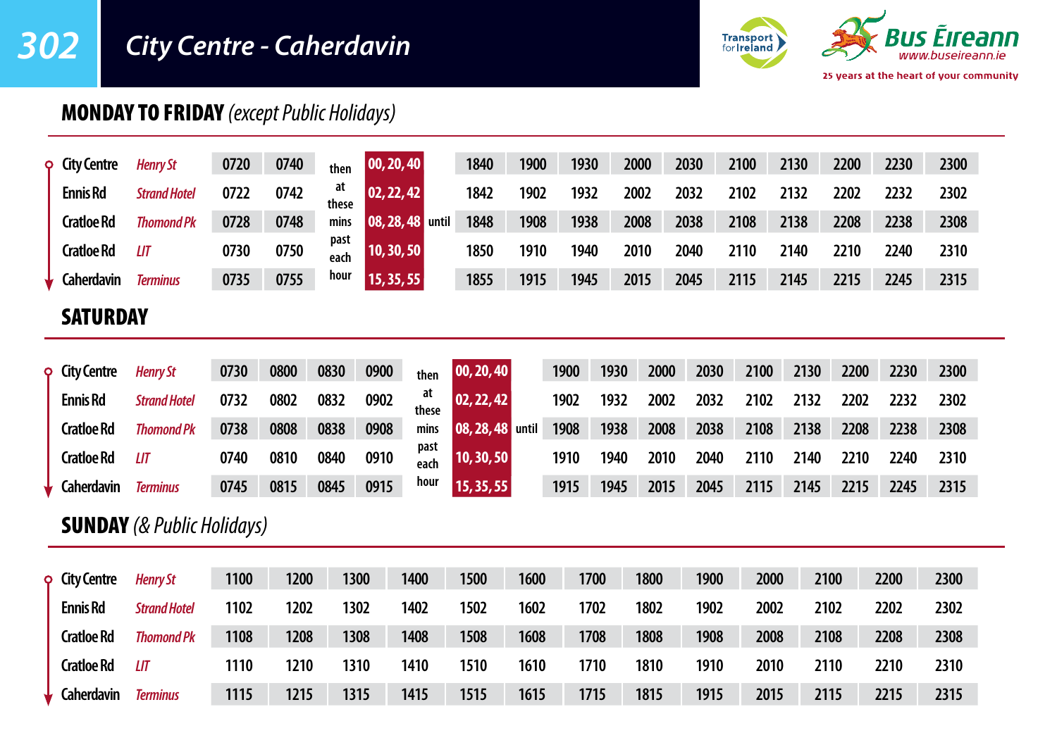# 302 City Centre - Caherdavin

Transport for Ireland

Bus Éireann www.buseireann.ie

25 years at the heart of your community

## MONDAY TO FRIDAY *(except Public Holidays)*

| | | | | | | | | | | | | | | | | | |
|---|---|---|---|---|---|---|---|---|---|---|---|---|---|---|---|---|---|
| City Centre | *Henry St* | 0720 | 0740 | then | 00, 20, 40 | | 1840 | 1900 | 1930 | 2000 | 2030 | 2100 | 2130 | 2200 | 2230 | 2300 |
| Ennis Rd | *Strand Hotel* | 0722 | 0742 | at | 02, 22, 42 | | 1842 | 1902 | 1932 | 2002 | 2032 | 2102 | 2132 | 2202 | 2232 | 2302 |
| Cratloe Rd | *Thomond Pk* | 0728 | 0748 | these mins | 08, 28, 48 | until | 1848 | 1908 | 1938 | 2008 | 2038 | 2108 | 2138 | 2208 | 2238 | 2308 |
| Cratloe Rd | *LIT* | 0730 | 0750 | past each | 10, 30, 50 | | 1850 | 1910 | 1940 | 2010 | 2040 | 2110 | 2140 | 2210 | 2240 | 2310 |
| Caherdavin | *Terminus* | 0735 | 0755 | hour | 15, 35, 55 | | 1855 | 1915 | 1945 | 2015 | 2045 | 2115 | 2145 | 2215 | 2245 | 2315 |

## SATURDAY

| | | | | | | | | | | | | | | | | | | | |
|---|---|---|---|---|---|---|---|---|---|---|---|---|---|---|---|---|---|---|---|
| City Centre | *Henry St* | 0730 | 0800 | 0830 | 0900 | then | 00, 20, 40 | | 1900 | 1930 | 2000 | 2030 | 2100 | 2130 | 2200 | 2230 | 2300 |
| Ennis Rd | *Strand Hotel* | 0732 | 0802 | 0832 | 0902 | at | 02, 22, 42 | | 1902 | 1932 | 2002 | 2032 | 2102 | 2132 | 2202 | 2232 | 2302 |
| Cratloe Rd | *Thomond Pk* | 0738 | 0808 | 0838 | 0908 | these mins | 08, 28, 48 | until | 1908 | 1938 | 2008 | 2038 | 2108 | 2138 | 2208 | 2238 | 2308 |
| Cratloe Rd | *LIT* | 0740 | 0810 | 0840 | 0910 | past each | 10, 30, 50 | | 1910 | 1940 | 2010 | 2040 | 2110 | 2140 | 2210 | 2240 | 2310 |
| Caherdavin | *Terminus* | 0745 | 0815 | 0845 | 0915 | hour | 15, 35, 55 | | 1915 | 1945 | 2015 | 2045 | 2115 | 2145 | 2215 | 2245 | 2315 |

## SUNDAY *(& Public Holidays)*

| | | | | | | | | | | | | | | |
|---|---|---|---|---|---|---|---|---|---|---|---|---|---|---|
| City Centre | *Henry St* | 1100 | 1200 | 1300 | 1400 | 1500 | 1600 | 1700 | 1800 | 1900 | 2000 | 2100 | 2200 | 2300 |
| Ennis Rd | *Strand Hotel* | 1102 | 1202 | 1302 | 1402 | 1502 | 1602 | 1702 | 1802 | 1902 | 2002 | 2102 | 2202 | 2302 |
| Cratloe Rd | *Thomond Pk* | 1108 | 1208 | 1308 | 1408 | 1508 | 1608 | 1708 | 1808 | 1908 | 2008 | 2108 | 2208 | 2308 |
| Cratloe Rd | *LIT* | 1110 | 1210 | 1310 | 1410 | 1510 | 1610 | 1710 | 1810 | 1910 | 2010 | 2110 | 2210 | 2310 |
| Caherdavin | *Terminus* | 1115 | 1215 | 1315 | 1415 | 1515 | 1615 | 1715 | 1815 | 1915 | 2015 | 2115 | 2215 | 2315 |